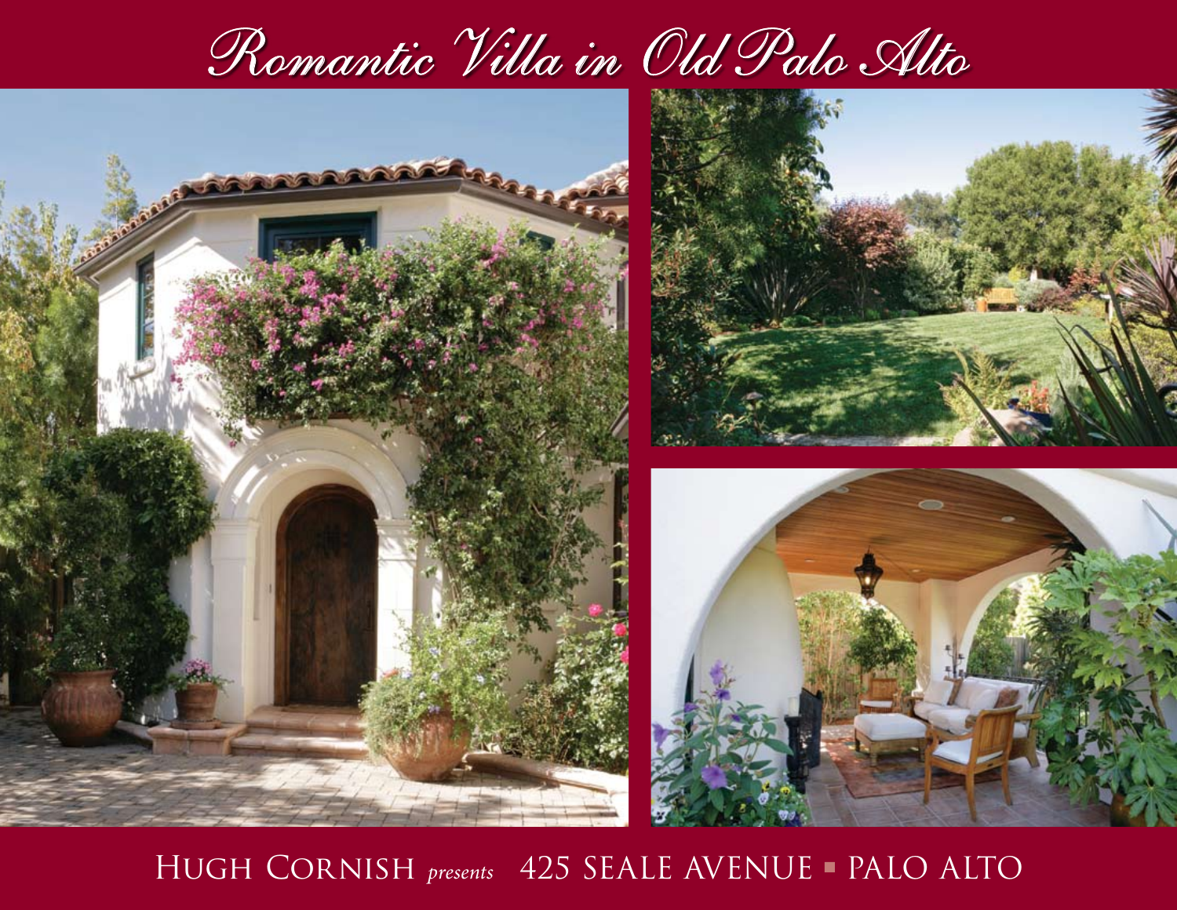# Romantic Villa in Old Palo Alto

Hugh Cornish *presents* 425 SEALE AVENUE ▪ PALO ALTO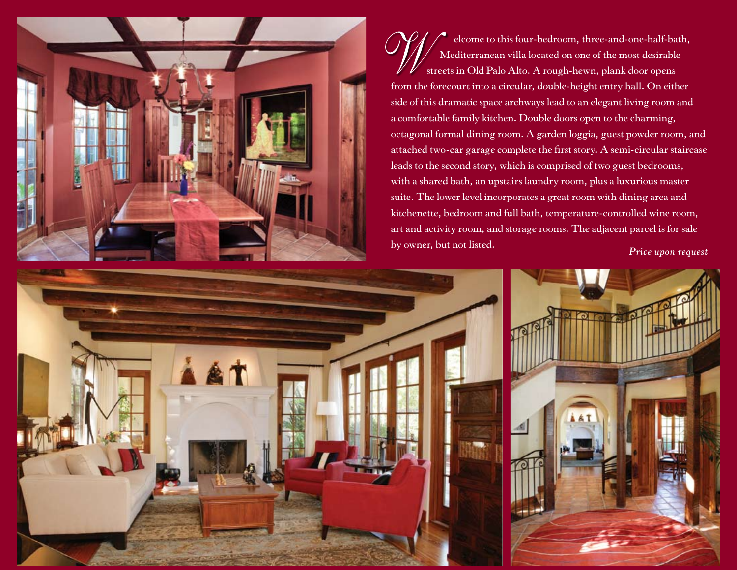Welcome to this four-bedroom, three-and-one-half-bath, Mediterranean villa located on one of the most desirable streets in Old Palo Alto. A rough-hewn, plank door opens from the forecourt into a circular, double-height entry hall. On either side of this dramatic space archways lead to an elegant living room and a comfortable family kitchen. Double doors open to the charming, octagonal formal dining room. A garden loggia, guest powder room, and attached two-car garage complete the first story. A semi-circular staircase leads to the second story, which is comprised of two guest bedrooms, with a shared bath, an upstairs laundry room, plus a luxurious master suite. The lower level incorporates a great room with dining area and kitchenette, bedroom and full bath, temperature-controlled wine room, art and activity room, and storage rooms. The adjacent parcel is for sale by owner, but not listed.

*Price upon request*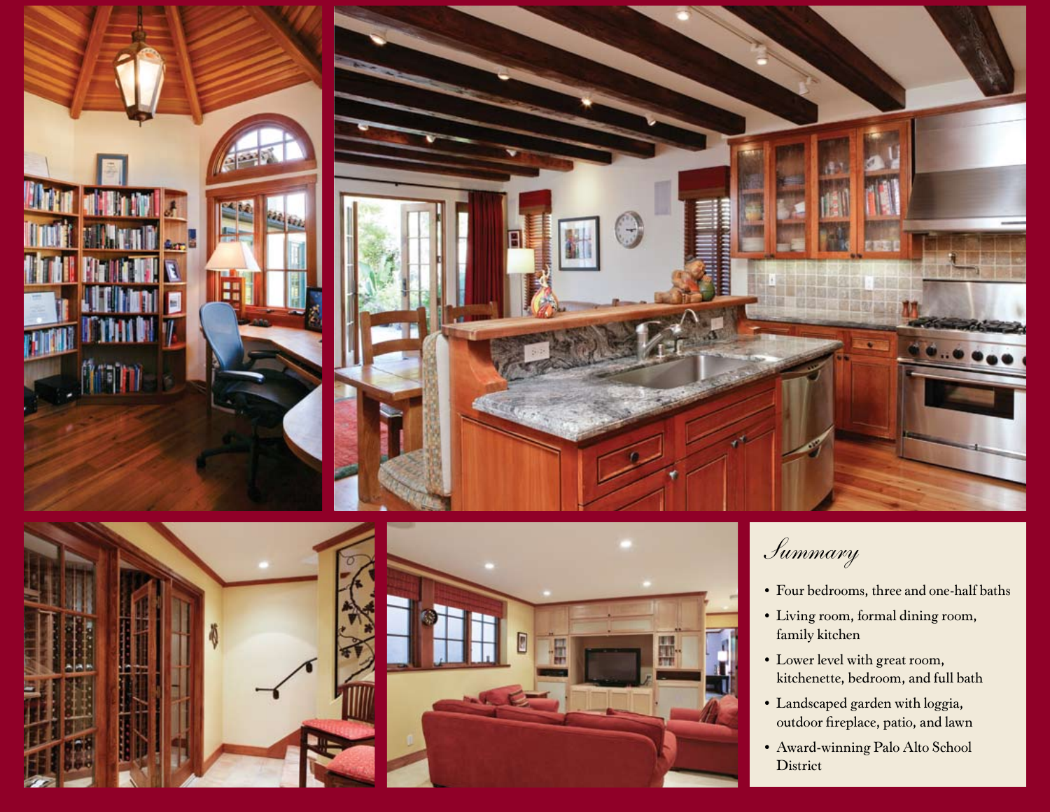## *Summary*

- Four bedrooms, three and one-half baths
- Living room, formal dining room, family kitchen
- Lower level with great room, kitchenette, bedroom, and full bath
- Landscaped garden with loggia, outdoor fireplace, patio, and lawn
- Award-winning Palo Alto School District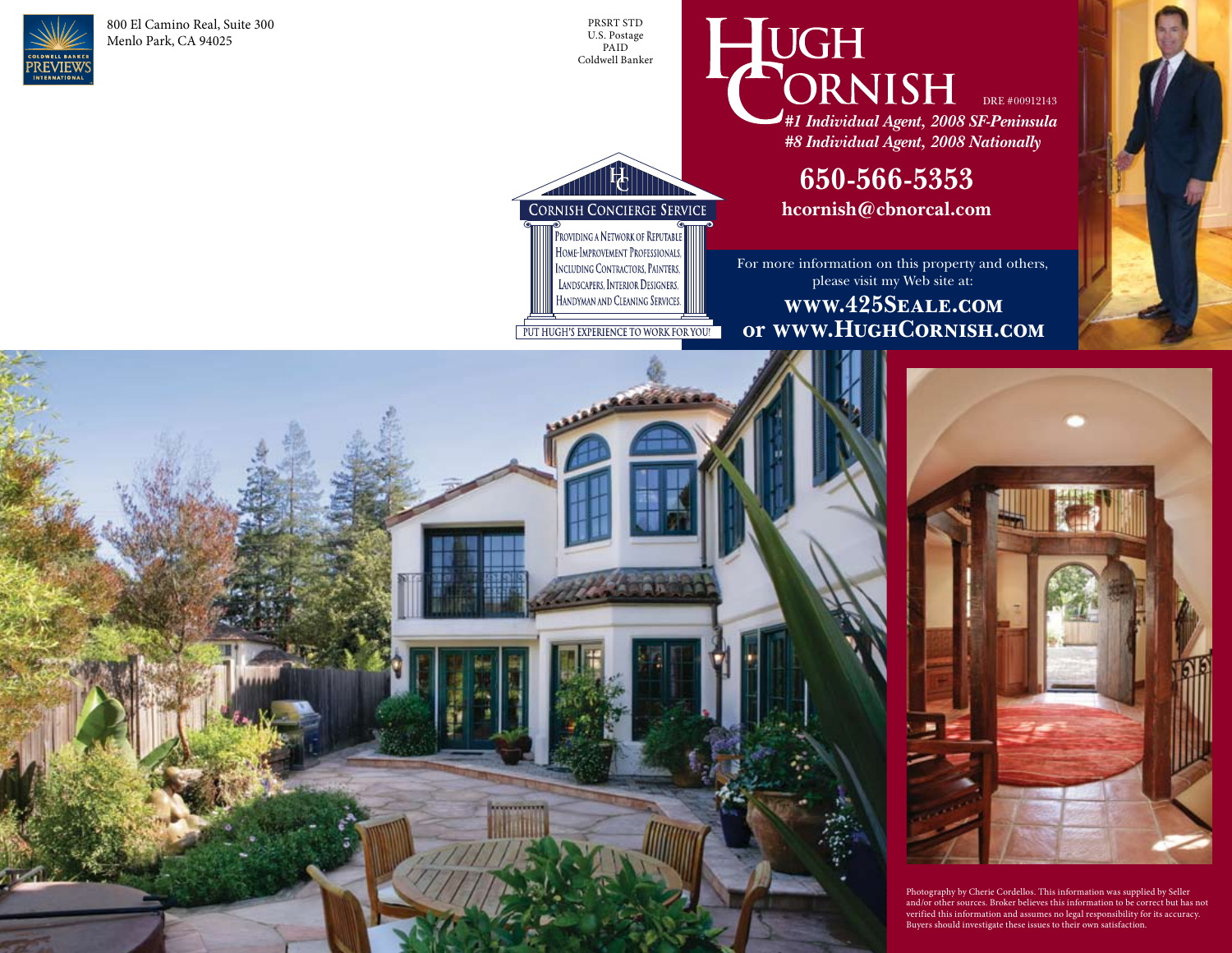800 El Camino Real, Suite 300
Menlo Park, CA 94025

PRSRT STD
U.S. Postage
PAID
Coldwell Banker

# Hugh Cornish

DRE #00912143

***#1 Individual Agent, 2008 SF-Peninsula***
***#8 Individual Agent, 2008 Nationally***

**650-566-5353**

**hcornish@cbnorcal.com**

## Cornish Concierge Service

Providing a Network of Reputable Home-Improvement Professionals, Including Contractors, Painters, Landscapers, Interior Designers, Handyman and Cleaning Services.

Put Hugh's Experience to Work for You!

For more information on this property and others, please visit my Web site at:

**www.425Seale.com**
**or www.HughCornish.com**

Photography by Cherie Cordellos. This information was supplied by Seller and/or other sources. Broker believes this information to be correct but has not verified this information and assumes no legal responsibility for its accuracy. Buyers should investigate these issues to their own satisfaction.